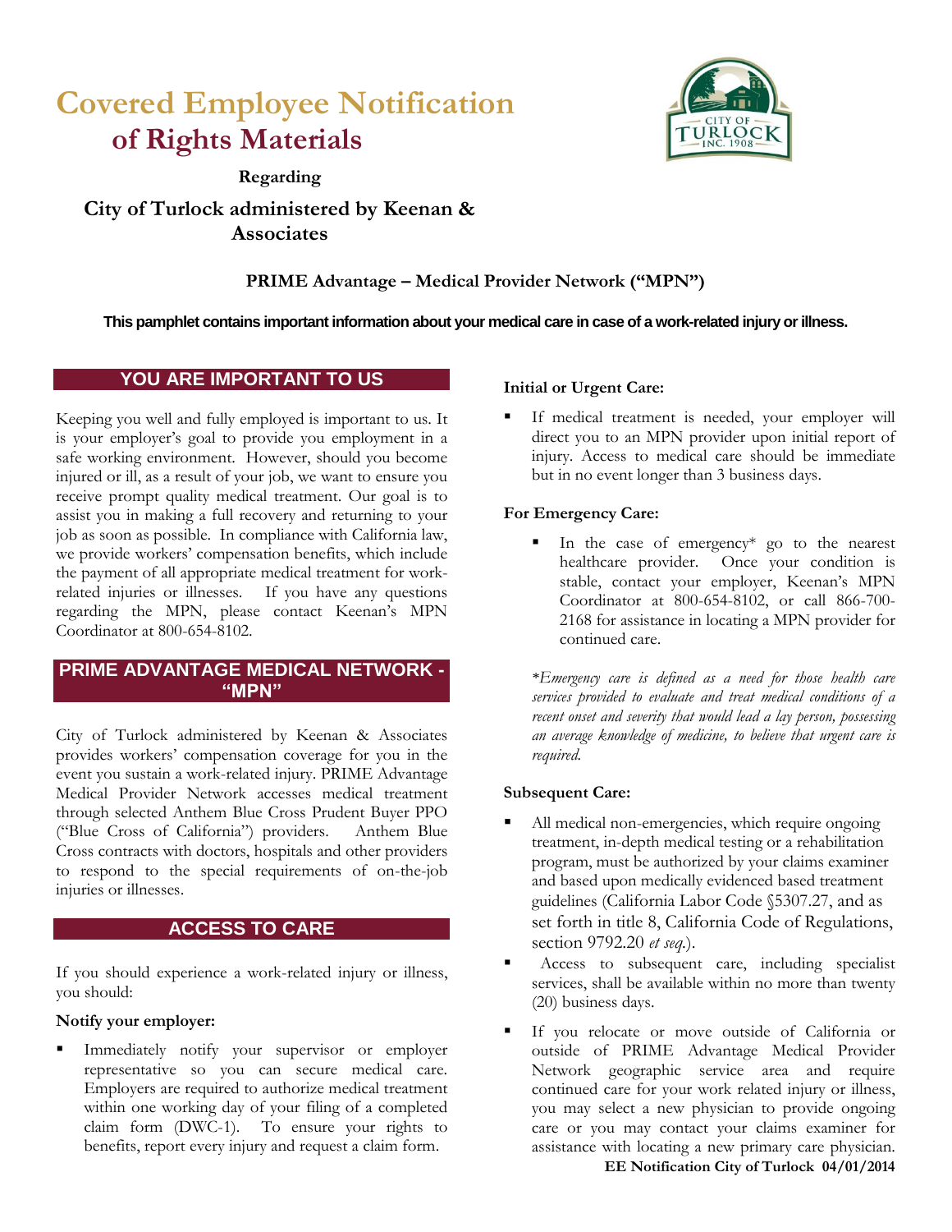# Covered Employee Notification of Rights Materials

**Regarding**

## City of Turlock administered by Keenan & Associates

**PRIME Advantage – Medical Provider Network ("MPN")**

**This pamphlet contains important information about your medical care in case of a work-related injury or illness.**

## YOU ARE IMPORTANT TO US

Keeping you well and fully employed is important to us. It is your employer's goal to provide you employment in a safe working environment. However, should you become injured or ill, as a result of your job, we want to ensure you receive prompt quality medical treatment. Our goal is to assist you in making a full recovery and returning to your job as soon as possible. In compliance with California law, we provide workers' compensation benefits, which include the payment of all appropriate medical treatment for work-related injuries or illnesses. If you have any questions regarding the MPN, please contact Keenan's MPN Coordinator at 800-654-8102.

## PRIME ADVANTAGE MEDICAL NETWORK - "MPN"

City of Turlock administered by Keenan & Associates provides workers' compensation coverage for you in the event you sustain a work-related injury. PRIME Advantage Medical Provider Network accesses medical treatment through selected Anthem Blue Cross Prudent Buyer PPO ("Blue Cross of California") providers. Anthem Blue Cross contracts with doctors, hospitals and other providers to respond to the special requirements of on-the-job injuries or illnesses.

## ACCESS TO CARE

If you should experience a work-related injury or illness, you should:

**Notify your employer:**

- Immediately notify your supervisor or employer representative so you can secure medical care. Employers are required to authorize medical treatment within one working day of your filing of a completed claim form (DWC-1). To ensure your rights to benefits, report every injury and request a claim form.

**Initial or Urgent Care:**

- If medical treatment is needed, your employer will direct you to an MPN provider upon initial report of injury. Access to medical care should be immediate but in no event longer than 3 business days.

**For Emergency Care:**

- In the case of emergency* go to the nearest healthcare provider. Once your condition is stable, contact your employer, Keenan's MPN Coordinator at 800-654-8102, or call 866-700-2168 for assistance in locating a MPN provider for continued care.

*\*Emergency care is defined as a need for those health care services provided to evaluate and treat medical conditions of a recent onset and severity that would lead a lay person, possessing an average knowledge of medicine, to believe that urgent care is required.*

**Subsequent Care:**

- All medical non-emergencies, which require ongoing treatment, in-depth medical testing or a rehabilitation program, must be authorized by your claims examiner and based upon medically evidenced based treatment guidelines (California Labor Code §5307.27, and as set forth in title 8, California Code of Regulations, section 9792.20 *et seq.*).
- Access to subsequent care, including specialist services, shall be available within no more than twenty (20) business days.
- If you relocate or move outside of California or outside of PRIME Advantage Medical Provider Network geographic service area and require continued care for your work related injury or illness, you may select a new physician to provide ongoing care or you may contact your claims examiner for assistance with locating a new primary care physician.

**EE Notification City of Turlock 04/01/2014**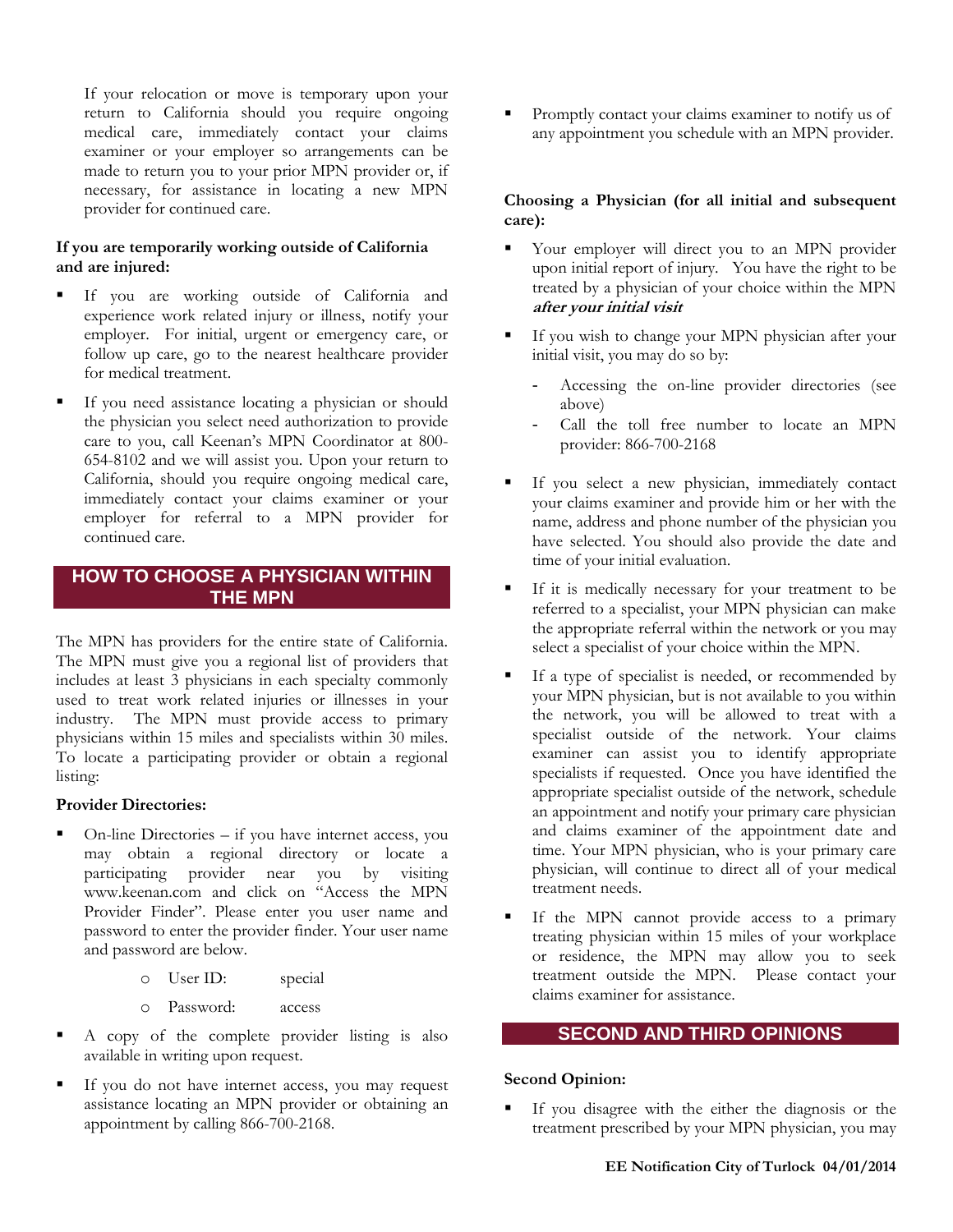If your relocation or move is temporary upon your return to California should you require ongoing medical care, immediately contact your claims examiner or your employer so arrangements can be made to return you to your prior MPN provider or, if necessary, for assistance in locating a new MPN provider for continued care.

**If you are temporarily working outside of California and are injured:**

- If you are working outside of California and experience work related injury or illness, notify your employer. For initial, urgent or emergency care, or follow up care, go to the nearest healthcare provider for medical treatment.
- If you need assistance locating a physician or should the physician you select need authorization to provide care to you, call Keenan's MPN Coordinator at 800-654-8102 and we will assist you. Upon your return to California, should you require ongoing medical care, immediately contact your claims examiner or your employer for referral to a MPN provider for continued care.

## HOW TO CHOOSE A PHYSICIAN WITHIN THE MPN

The MPN has providers for the entire state of California. The MPN must give you a regional list of providers that includes at least 3 physicians in each specialty commonly used to treat work related injuries or illnesses in your industry. The MPN must provide access to primary physicians within 15 miles and specialists within 30 miles. To locate a participating provider or obtain a regional listing:

**Provider Directories:**

- On-line Directories – if you have internet access, you may obtain a regional directory or locate a participating provider near you by visiting www.keenan.com and click on "Access the MPN Provider Finder". Please enter you user name and password to enter the provider finder. Your user name and password are below.
  - User ID: special
  - Password: access
- A copy of the complete provider listing is also available in writing upon request.
- If you do not have internet access, you may request assistance locating an MPN provider or obtaining an appointment by calling 866-700-2168.
- Promptly contact your claims examiner to notify us of any appointment you schedule with an MPN provider.

**Choosing a Physician (for all initial and subsequent care):**

- Your employer will direct you to an MPN provider upon initial report of injury. You have the right to be treated by a physician of your choice within the MPN ***after your initial visit***
- If you wish to change your MPN physician after your initial visit, you may do so by:
  - Accessing the on-line provider directories (see above)
  - Call the toll free number to locate an MPN provider: 866-700-2168
- If you select a new physician, immediately contact your claims examiner and provide him or her with the name, address and phone number of the physician you have selected. You should also provide the date and time of your initial evaluation.
- If it is medically necessary for your treatment to be referred to a specialist, your MPN physician can make the appropriate referral within the network or you may select a specialist of your choice within the MPN.
- If a type of specialist is needed, or recommended by your MPN physician, but is not available to you within the network, you will be allowed to treat with a specialist outside of the network. Your claims examiner can assist you to identify appropriate specialists if requested. Once you have identified the appropriate specialist outside of the network, schedule an appointment and notify your primary care physician and claims examiner of the appointment date and time. Your MPN physician, who is your primary care physician, will continue to direct all of your medical treatment needs.
- If the MPN cannot provide access to a primary treating physician within 15 miles of your workplace or residence, the MPN may allow you to seek treatment outside the MPN. Please contact your claims examiner for assistance.

## SECOND AND THIRD OPINIONS

**Second Opinion:**

- If you disagree with the either the diagnosis or the treatment prescribed by your MPN physician, you may

EE Notification City of Turlock 04/01/2014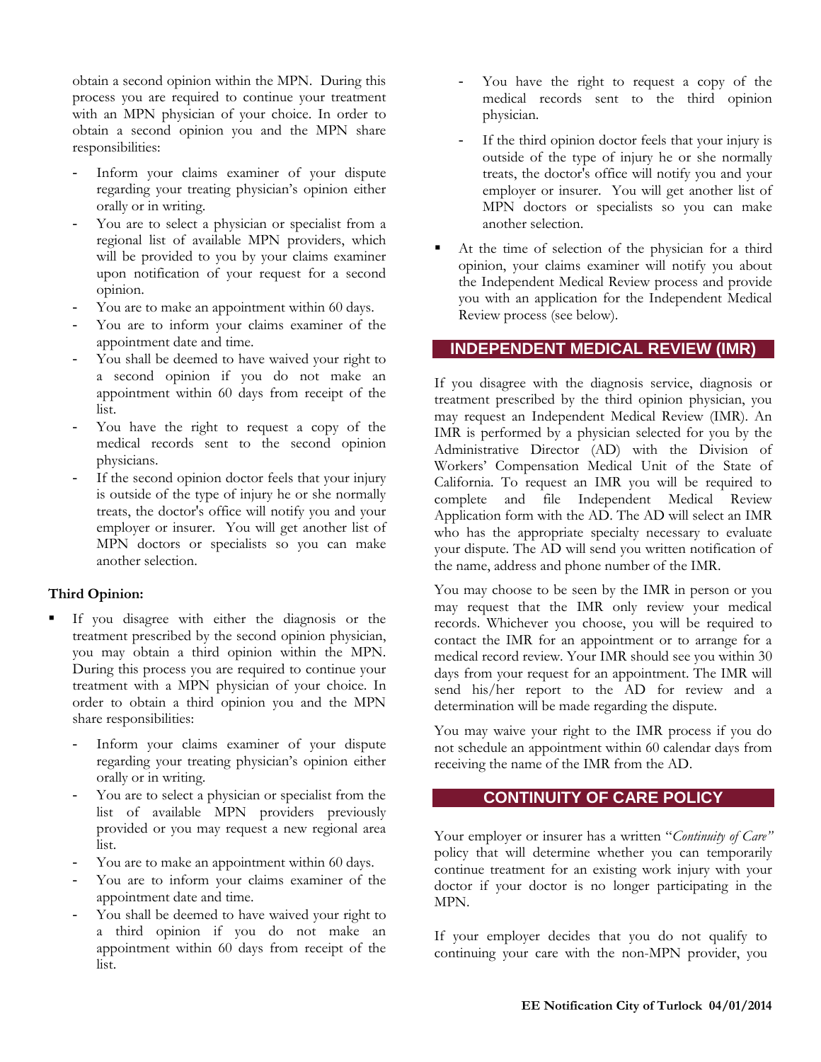obtain a second opinion within the MPN. During this process you are required to continue your treatment with an MPN physician of your choice. In order to obtain a second opinion you and the MPN share responsibilities:

- Inform your claims examiner of your dispute regarding your treating physician's opinion either orally or in writing.
- You are to select a physician or specialist from a regional list of available MPN providers, which will be provided to you by your claims examiner upon notification of your request for a second opinion.
- You are to make an appointment within 60 days.
- You are to inform your claims examiner of the appointment date and time.
- You shall be deemed to have waived your right to a second opinion if you do not make an appointment within 60 days from receipt of the list.
- You have the right to request a copy of the medical records sent to the second opinion physicians.
- If the second opinion doctor feels that your injury is outside of the type of injury he or she normally treats, the doctor's office will notify you and your employer or insurer. You will get another list of MPN doctors or specialists so you can make another selection.

**Third Opinion:**

- If you disagree with either the diagnosis or the treatment prescribed by the second opinion physician, you may obtain a third opinion within the MPN. During this process you are required to continue your treatment with a MPN physician of your choice. In order to obtain a third opinion you and the MPN share responsibilities:
  - Inform your claims examiner of your dispute regarding your treating physician's opinion either orally or in writing.
  - You are to select a physician or specialist from the list of available MPN providers previously provided or you may request a new regional area list.
  - You are to make an appointment within 60 days.
  - You are to inform your claims examiner of the appointment date and time.
  - You shall be deemed to have waived your right to a third opinion if you do not make an appointment within 60 days from receipt of the list.
  - You have the right to request a copy of the medical records sent to the third opinion physician.
  - If the third opinion doctor feels that your injury is outside of the type of injury he or she normally treats, the doctor's office will notify you and your employer or insurer. You will get another list of MPN doctors or specialists so you can make another selection.
- At the time of selection of the physician for a third opinion, your claims examiner will notify you about the Independent Medical Review process and provide you with an application for the Independent Medical Review process (see below).

## INDEPENDENT MEDICAL REVIEW (IMR)

If you disagree with the diagnosis service, diagnosis or treatment prescribed by the third opinion physician, you may request an Independent Medical Review (IMR). An IMR is performed by a physician selected for you by the Administrative Director (AD) with the Division of Workers' Compensation Medical Unit of the State of California. To request an IMR you will be required to complete and file Independent Medical Review Application form with the AD. The AD will select an IMR who has the appropriate specialty necessary to evaluate your dispute. The AD will send you written notification of the name, address and phone number of the IMR.

You may choose to be seen by the IMR in person or you may request that the IMR only review your medical records. Whichever you choose, you will be required to contact the IMR for an appointment or to arrange for a medical record review. Your IMR should see you within 30 days from your request for an appointment. The IMR will send his/her report to the AD for review and a determination will be made regarding the dispute.

You may waive your right to the IMR process if you do not schedule an appointment within 60 calendar days from receiving the name of the IMR from the AD.

## CONTINUITY OF CARE POLICY

Your employer or insurer has a written "*Continuity of Care*" policy that will determine whether you can temporarily continue treatment for an existing work injury with your doctor if your doctor is no longer participating in the MPN.

If your employer decides that you do not qualify to continuing your care with the non-MPN provider, you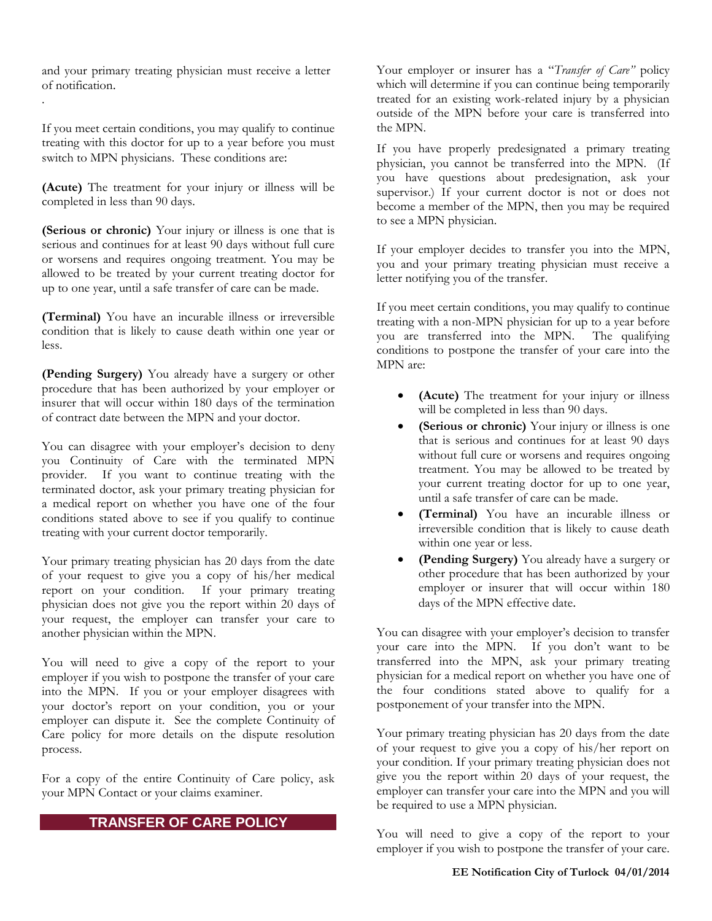and your primary treating physician must receive a letter of notification.

.

If you meet certain conditions, you may qualify to continue treating with this doctor for up to a year before you must switch to MPN physicians. These conditions are:

**(Acute)** The treatment for your injury or illness will be completed in less than 90 days.

**(Serious or chronic)** Your injury or illness is one that is serious and continues for at least 90 days without full cure or worsens and requires ongoing treatment. You may be allowed to be treated by your current treating doctor for up to one year, until a safe transfer of care can be made.

**(Terminal)** You have an incurable illness or irreversible condition that is likely to cause death within one year or less.

**(Pending Surgery)** You already have a surgery or other procedure that has been authorized by your employer or insurer that will occur within 180 days of the termination of contract date between the MPN and your doctor.

You can disagree with your employer's decision to deny you Continuity of Care with the terminated MPN provider. If you want to continue treating with the terminated doctor, ask your primary treating physician for a medical report on whether you have one of the four conditions stated above to see if you qualify to continue treating with your current doctor temporarily.

Your primary treating physician has 20 days from the date of your request to give you a copy of his/her medical report on your condition. If your primary treating physician does not give you the report within 20 days of your request, the employer can transfer your care to another physician within the MPN.

You will need to give a copy of the report to your employer if you wish to postpone the transfer of your care into the MPN. If you or your employer disagrees with your doctor's report on your condition, you or your employer can dispute it. See the complete Continuity of Care policy for more details on the dispute resolution process.

For a copy of the entire Continuity of Care policy, ask your MPN Contact or your claims examiner.

## TRANSFER OF CARE POLICY

Your employer or insurer has a "*Transfer of Care*" policy which will determine if you can continue being temporarily treated for an existing work-related injury by a physician outside of the MPN before your care is transferred into the MPN.

If you have properly predesignated a primary treating physician, you cannot be transferred into the MPN. (If you have questions about predesignation, ask your supervisor.) If your current doctor is not or does not become a member of the MPN, then you may be required to see a MPN physician.

If your employer decides to transfer you into the MPN, you and your primary treating physician must receive a letter notifying you of the transfer.

If you meet certain conditions, you may qualify to continue treating with a non-MPN physician for up to a year before you are transferred into the MPN. The qualifying conditions to postpone the transfer of your care into the MPN are:

- **(Acute)** The treatment for your injury or illness will be completed in less than 90 days.
- **(Serious or chronic)** Your injury or illness is one that is serious and continues for at least 90 days without full cure or worsens and requires ongoing treatment. You may be allowed to be treated by your current treating doctor for up to one year, until a safe transfer of care can be made.
- **(Terminal)** You have an incurable illness or irreversible condition that is likely to cause death within one year or less.
- **(Pending Surgery)** You already have a surgery or other procedure that has been authorized by your employer or insurer that will occur within 180 days of the MPN effective date.

You can disagree with your employer's decision to transfer your care into the MPN. If you don't want to be transferred into the MPN, ask your primary treating physician for a medical report on whether you have one of the four conditions stated above to qualify for a postponement of your transfer into the MPN.

Your primary treating physician has 20 days from the date of your request to give you a copy of his/her report on your condition. If your primary treating physician does not give you the report within 20 days of your request, the employer can transfer your care into the MPN and you will be required to use a MPN physician.

You will need to give a copy of the report to your employer if you wish to postpone the transfer of your care.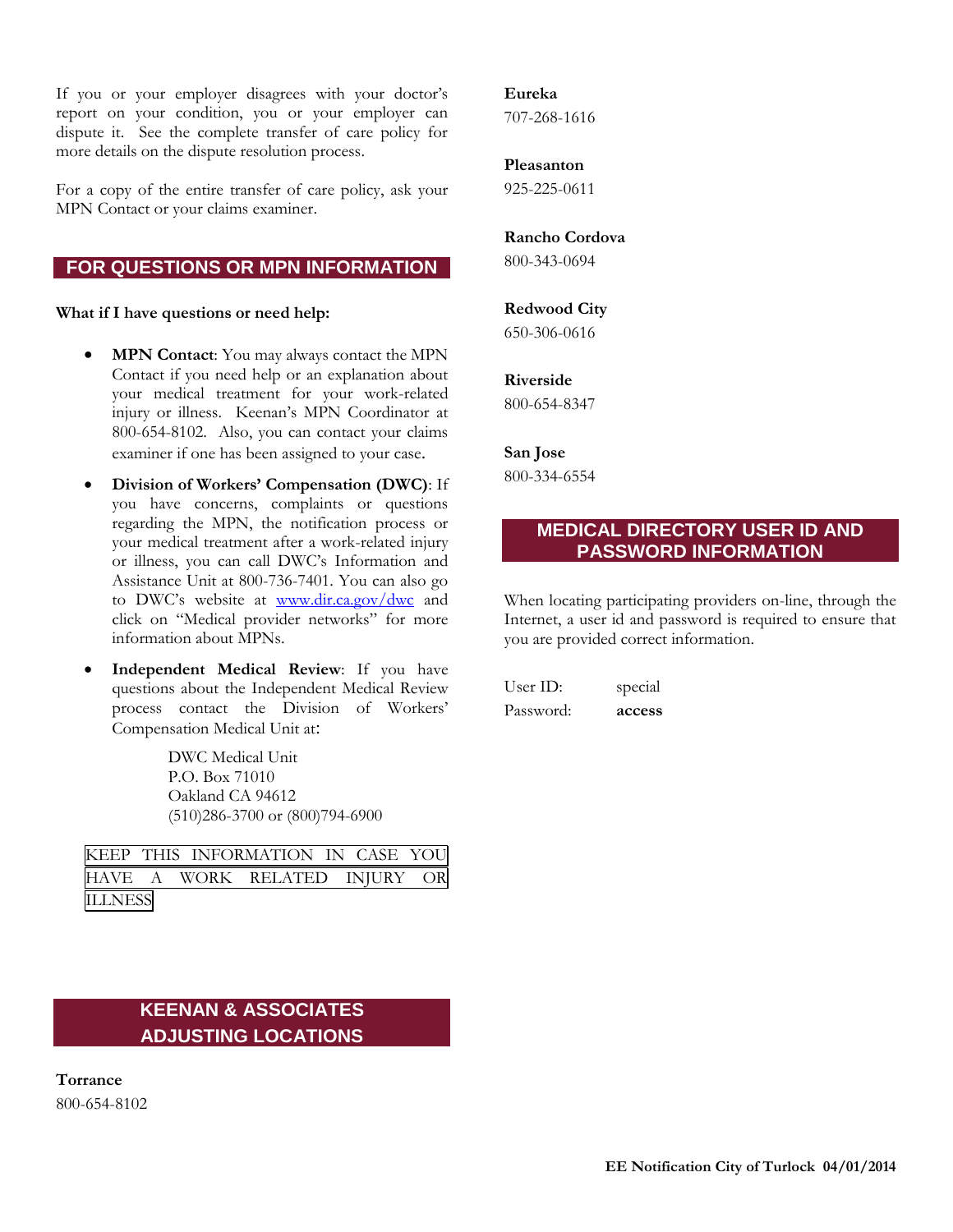If you or your employer disagrees with your doctor's report on your condition, you or your employer can dispute it. See the complete transfer of care policy for more details on the dispute resolution process.

For a copy of the entire transfer of care policy, ask your MPN Contact or your claims examiner.

## FOR QUESTIONS OR MPN INFORMATION

**What if I have questions or need help:**

- **MPN Contact**: You may always contact the MPN Contact if you need help or an explanation about your medical treatment for your work-related injury or illness. Keenan's MPN Coordinator at 800-654-8102. Also, you can contact your claims examiner if one has been assigned to your case.
- **Division of Workers' Compensation (DWC)**: If you have concerns, complaints or questions regarding the MPN, the notification process or your medical treatment after a work-related injury or illness, you can call DWC's Information and Assistance Unit at 800-736-7401. You can also go to DWC's website at www.dir.ca.gov/dwc and click on "Medical provider networks" for more information about MPNs.
- **Independent Medical Review**: If you have questions about the Independent Medical Review process contact the Division of Workers' Compensation Medical Unit at:

  DWC Medical Unit
  P.O. Box 71010
  Oakland CA 94612
  (510)286-3700 or (800)794-6900

KEEP THIS INFORMATION IN CASE YOU HAVE A WORK RELATED INJURY OR ILLNESS

## KEENAN & ASSOCIATES ADJUSTING LOCATIONS

**Torrance**
800-654-8102

**Eureka**
707-268-1616

**Pleasanton**
925-225-0611

**Rancho Cordova**
800-343-0694

**Redwood City**
650-306-0616

**Riverside**
800-654-8347

**San Jose**
800-334-6554

## MEDICAL DIRECTORY USER ID AND PASSWORD INFORMATION

When locating participating providers on-line, through the Internet, a user id and password is required to ensure that you are provided correct information.

| | |
|---|---|
| User ID: | special |
| Password: | **access** |

**EE Notification City of Turlock 04/01/2014**